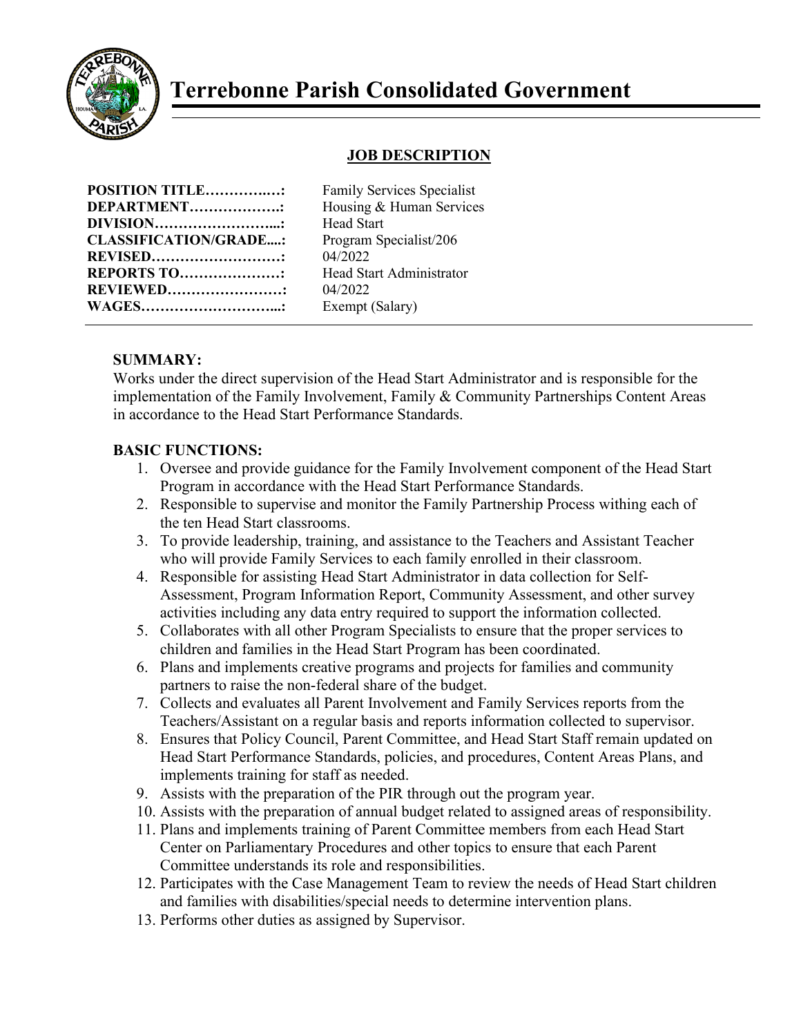# Terrebonne Parish Consolidated Government

## JOB DESCRIPTION

**POSITION TITLE……………:** Family Services Specialist
**DEPARTMENT……………….:** Housing & Human Services
**DIVISION……………………...:** Head Start
**CLASSIFICATION/GRADE....:** Program Specialist/206
**REVISED………………………:** 04/2022
**REPORTS TO…………………:** Head Start Administrator
**REVIEWED……………………:** 04/2022
**WAGES………………………...:** Exempt (Salary)

### SUMMARY:

Works under the direct supervision of the Head Start Administrator and is responsible for the implementation of the Family Involvement, Family & Community Partnerships Content Areas in accordance to the Head Start Performance Standards.

### BASIC FUNCTIONS:

1. Oversee and provide guidance for the Family Involvement component of the Head Start Program in accordance with the Head Start Performance Standards.
2. Responsible to supervise and monitor the Family Partnership Process withing each of the ten Head Start classrooms.
3. To provide leadership, training, and assistance to the Teachers and Assistant Teacher who will provide Family Services to each family enrolled in their classroom.
4. Responsible for assisting Head Start Administrator in data collection for Self-Assessment, Program Information Report, Community Assessment, and other survey activities including any data entry required to support the information collected.
5. Collaborates with all other Program Specialists to ensure that the proper services to children and families in the Head Start Program has been coordinated.
6. Plans and implements creative programs and projects for families and community partners to raise the non-federal share of the budget.
7. Collects and evaluates all Parent Involvement and Family Services reports from the Teachers/Assistant on a regular basis and reports information collected to supervisor.
8. Ensures that Policy Council, Parent Committee, and Head Start Staff remain updated on Head Start Performance Standards, policies, and procedures, Content Areas Plans, and implements training for staff as needed.
9. Assists with the preparation of the PIR through out the program year.
10. Assists with the preparation of annual budget related to assigned areas of responsibility.
11. Plans and implements training of Parent Committee members from each Head Start Center on Parliamentary Procedures and other topics to ensure that each Parent Committee understands its role and responsibilities.
12. Participates with the Case Management Team to review the needs of Head Start children and families with disabilities/special needs to determine intervention plans.
13. Performs other duties as assigned by Supervisor.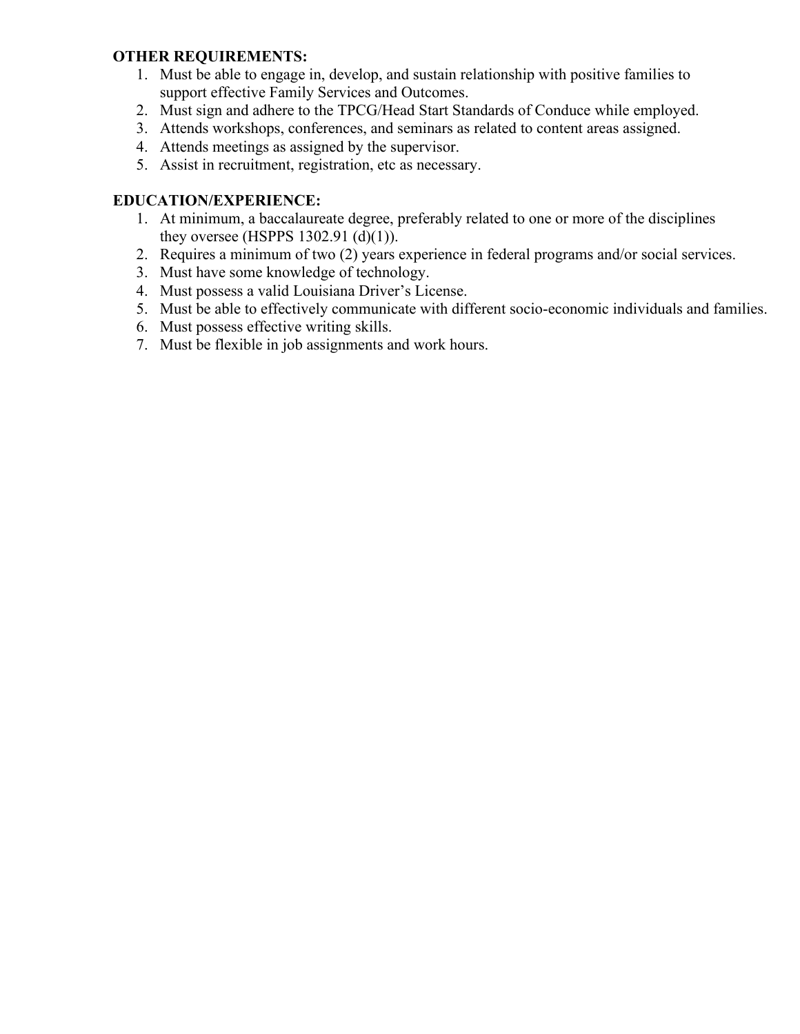**OTHER REQUIREMENTS:**

1. Must be able to engage in, develop, and sustain relationship with positive families to support effective Family Services and Outcomes.
2. Must sign and adhere to the TPCG/Head Start Standards of Conduce while employed.
3. Attends workshops, conferences, and seminars as related to content areas assigned.
4. Attends meetings as assigned by the supervisor.
5. Assist in recruitment, registration, etc as necessary.

**EDUCATION/EXPERIENCE:**

1. At minimum, a baccalaureate degree, preferably related to one or more of the disciplines they oversee (HSPPS 1302.91 (d)(1)).
2. Requires a minimum of two (2) years experience in federal programs and/or social services.
3. Must have some knowledge of technology.
4. Must possess a valid Louisiana Driver's License.
5. Must be able to effectively communicate with different socio-economic individuals and families.
6. Must possess effective writing skills.
7. Must be flexible in job assignments and work hours.